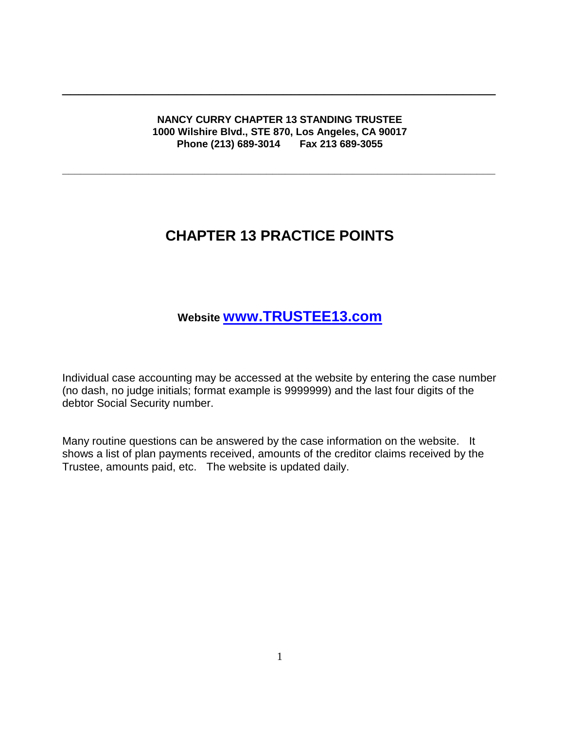**NANCY CURRY CHAPTER 13 STANDING TRUSTEE**
**1000 Wilshire Blvd., STE 870, Los Angeles, CA 90017**
**Phone (213) 689-3014 Fax 213 689-3055**

---

# CHAPTER 13 PRACTICE POINTS

**Website [www.TRUSTEE13.com](http://www.TRUSTEE13.com)**

Individual case accounting may be accessed at the website by entering the case number (no dash, no judge initials; format example is 9999999) and the last four digits of the debtor Social Security number.

Many routine questions can be answered by the case information on the website. It shows a list of plan payments received, amounts of the creditor claims received by the Trustee, amounts paid, etc. The website is updated daily.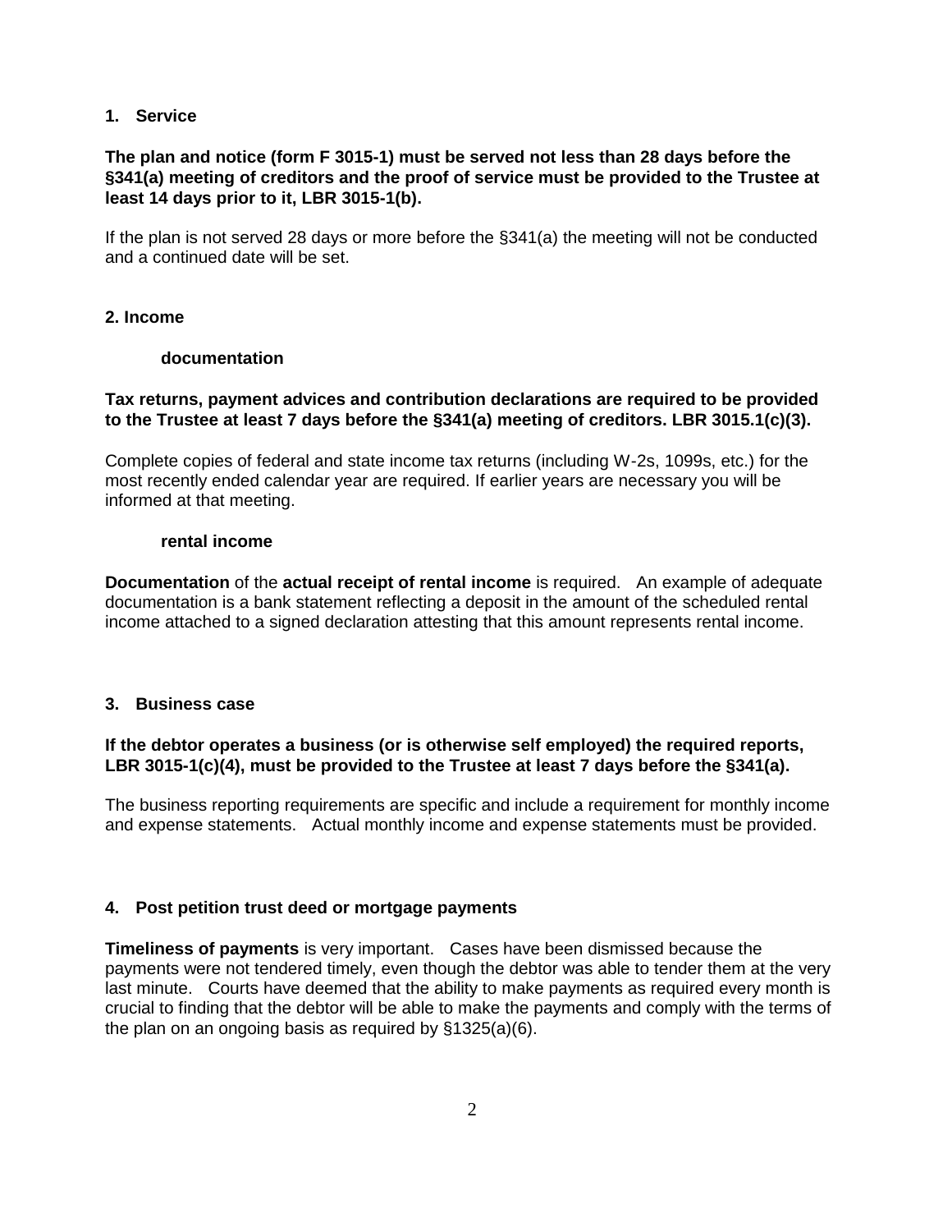## 1. Service

**The plan and notice (form F 3015-1) must be served not less than 28 days before the §341(a) meeting of creditors and the proof of service must be provided to the Trustee at least 14 days prior to it, LBR 3015-1(b).**

If the plan is not served 28 days or more before the §341(a) the meeting will not be conducted and a continued date will be set.

## 2. Income

### documentation

**Tax returns, payment advices and contribution declarations are required to be provided to the Trustee at least 7 days before the §341(a) meeting of creditors. LBR 3015.1(c)(3).**

Complete copies of federal and state income tax returns (including W-2s, 1099s, etc.) for the most recently ended calendar year are required. If earlier years are necessary you will be informed at that meeting.

### rental income

**Documentation** of the **actual receipt of rental income** is required. An example of adequate documentation is a bank statement reflecting a deposit in the amount of the scheduled rental income attached to a signed declaration attesting that this amount represents rental income.

## 3. Business case

**If the debtor operates a business (or is otherwise self employed) the required reports, LBR 3015-1(c)(4), must be provided to the Trustee at least 7 days before the §341(a).**

The business reporting requirements are specific and include a requirement for monthly income and expense statements. Actual monthly income and expense statements must be provided.

## 4. Post petition trust deed or mortgage payments

**Timeliness of payments** is very important. Cases have been dismissed because the payments were not tendered timely, even though the debtor was able to tender them at the very last minute. Courts have deemed that the ability to make payments as required every month is crucial to finding that the debtor will be able to make the payments and comply with the terms of the plan on an ongoing basis as required by §1325(a)(6).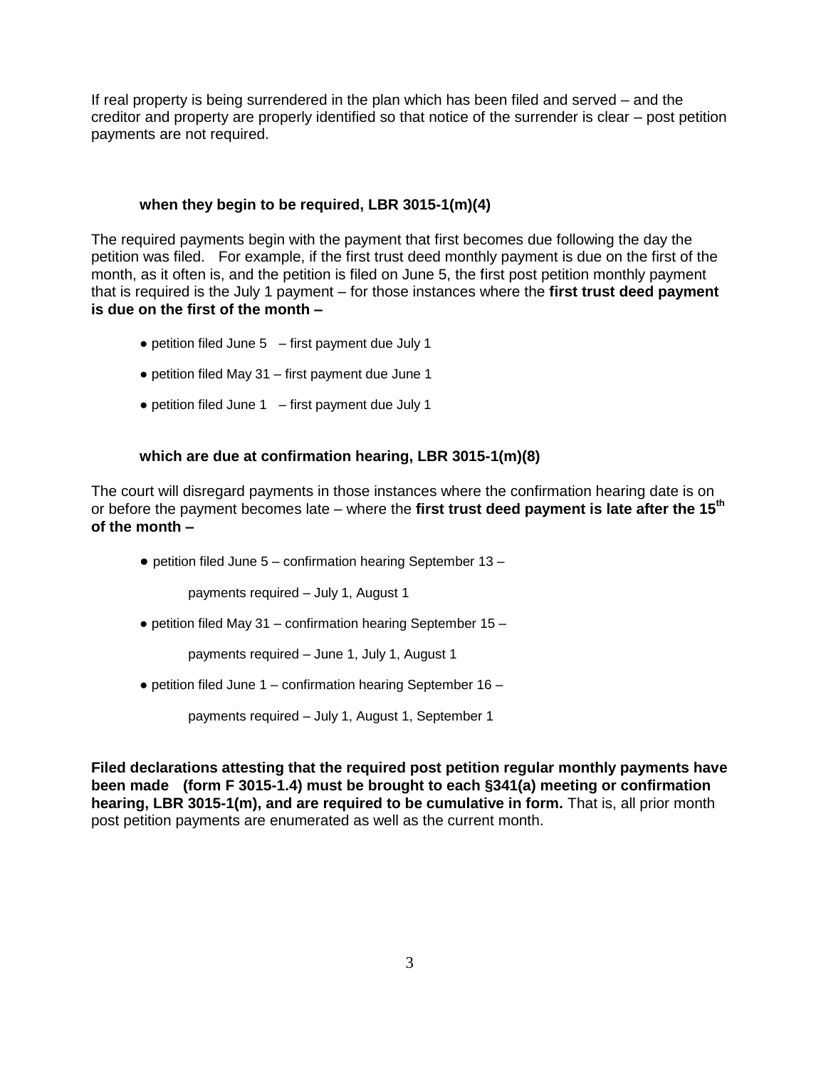If real property is being surrendered in the plan which has been filed and served – and the creditor and property are properly identified so that notice of the surrender is clear – post petition payments are not required.

**when they begin to be required, LBR 3015-1(m)(4)**

The required payments begin with the payment that first becomes due following the day the petition was filed. For example, if the first trust deed monthly payment is due on the first of the month, as it often is, and the petition is filed on June 5, the first post petition monthly payment that is required is the July 1 payment – for those instances where the **first trust deed payment is due on the first of the month –**

- petition filed June 5 – first payment due July 1
- petition filed May 31 – first payment due June 1
- petition filed June 1 – first payment due July 1

**which are due at confirmation hearing, LBR 3015-1(m)(8)**

The court will disregard payments in those instances where the confirmation hearing date is on or before the payment becomes late – where the **first trust deed payment is late after the 15th of the month –**

- petition filed June 5 – confirmation hearing September 13 –

  payments required – July 1, August 1

- petition filed May 31 – confirmation hearing September 15 –

  payments required – June 1, July 1, August 1

- petition filed June 1 – confirmation hearing September 16 –

  payments required – July 1, August 1, September 1

**Filed declarations attesting that the required post petition regular monthly payments have been made (form F 3015-1.4) must be brought to each §341(a) meeting or confirmation hearing, LBR 3015-1(m), and are required to be cumulative in form.** That is, all prior month post petition payments are enumerated as well as the current month.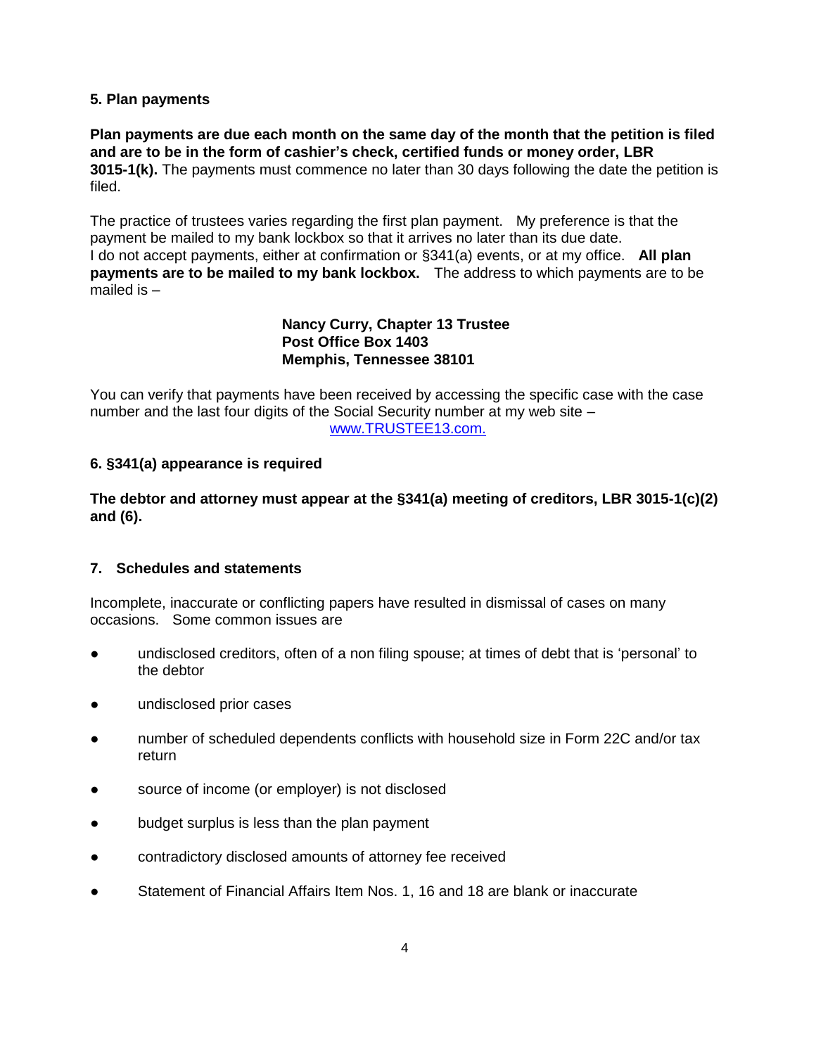**5. Plan payments**

**Plan payments are due each month on the same day of the month that the petition is filed and are to be in the form of cashier's check, certified funds or money order, LBR 3015-1(k).** The payments must commence no later than 30 days following the date the petition is filed.

The practice of trustees varies regarding the first plan payment. My preference is that the payment be mailed to my bank lockbox so that it arrives no later than its due date. I do not accept payments, either at confirmation or §341(a) events, or at my office. **All plan payments are to be mailed to my bank lockbox.** The address to which payments are to be mailed is –

**Nancy Curry, Chapter 13 Trustee**
**Post Office Box 1403**
**Memphis, Tennessee 38101**

You can verify that payments have been received by accessing the specific case with the case number and the last four digits of the Social Security number at my web site – www.TRUSTEE13.com.

**6. §341(a) appearance is required**

**The debtor and attorney must appear at the §341(a) meeting of creditors, LBR 3015-1(c)(2) and (6).**

**7. Schedules and statements**

Incomplete, inaccurate or conflicting papers have resulted in dismissal of cases on many occasions. Some common issues are

- undisclosed creditors, often of a non filing spouse; at times of debt that is 'personal' to the debtor
- undisclosed prior cases
- number of scheduled dependents conflicts with household size in Form 22C and/or tax return
- source of income (or employer) is not disclosed
- budget surplus is less than the plan payment
- contradictory disclosed amounts of attorney fee received
- Statement of Financial Affairs Item Nos. 1, 16 and 18 are blank or inaccurate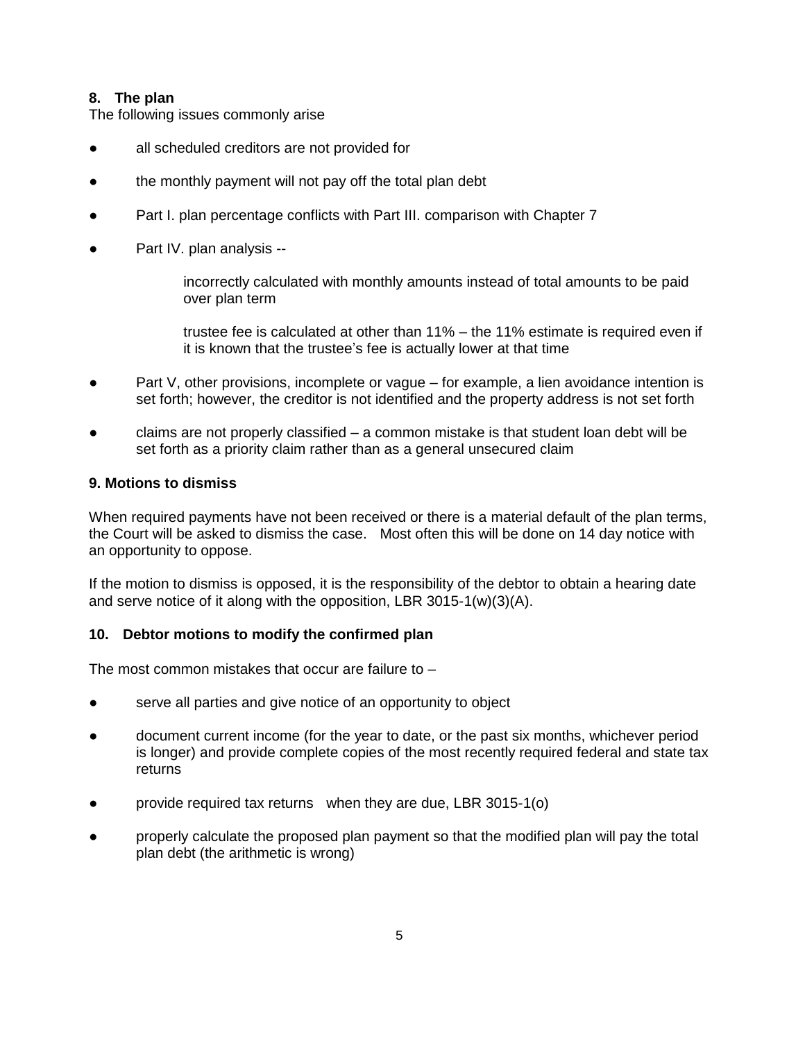**8. The plan**

The following issues commonly arise

- all scheduled creditors are not provided for
- the monthly payment will not pay off the total plan debt
- Part I. plan percentage conflicts with Part III. comparison with Chapter 7
- Part IV. plan analysis --

  incorrectly calculated with monthly amounts instead of total amounts to be paid over plan term

  trustee fee is calculated at other than 11% – the 11% estimate is required even if it is known that the trustee's fee is actually lower at that time

- Part V, other provisions, incomplete or vague – for example, a lien avoidance intention is set forth; however, the creditor is not identified and the property address is not set forth
- claims are not properly classified – a common mistake is that student loan debt will be set forth as a priority claim rather than as a general unsecured claim

**9. Motions to dismiss**

When required payments have not been received or there is a material default of the plan terms, the Court will be asked to dismiss the case. Most often this will be done on 14 day notice with an opportunity to oppose.

If the motion to dismiss is opposed, it is the responsibility of the debtor to obtain a hearing date and serve notice of it along with the opposition, LBR 3015-1(w)(3)(A).

**10. Debtor motions to modify the confirmed plan**

The most common mistakes that occur are failure to –

- serve all parties and give notice of an opportunity to object
- document current income (for the year to date, or the past six months, whichever period is longer) and provide complete copies of the most recently required federal and state tax returns
- provide required tax returns when they are due, LBR 3015-1(o)
- properly calculate the proposed plan payment so that the modified plan will pay the total plan debt (the arithmetic is wrong)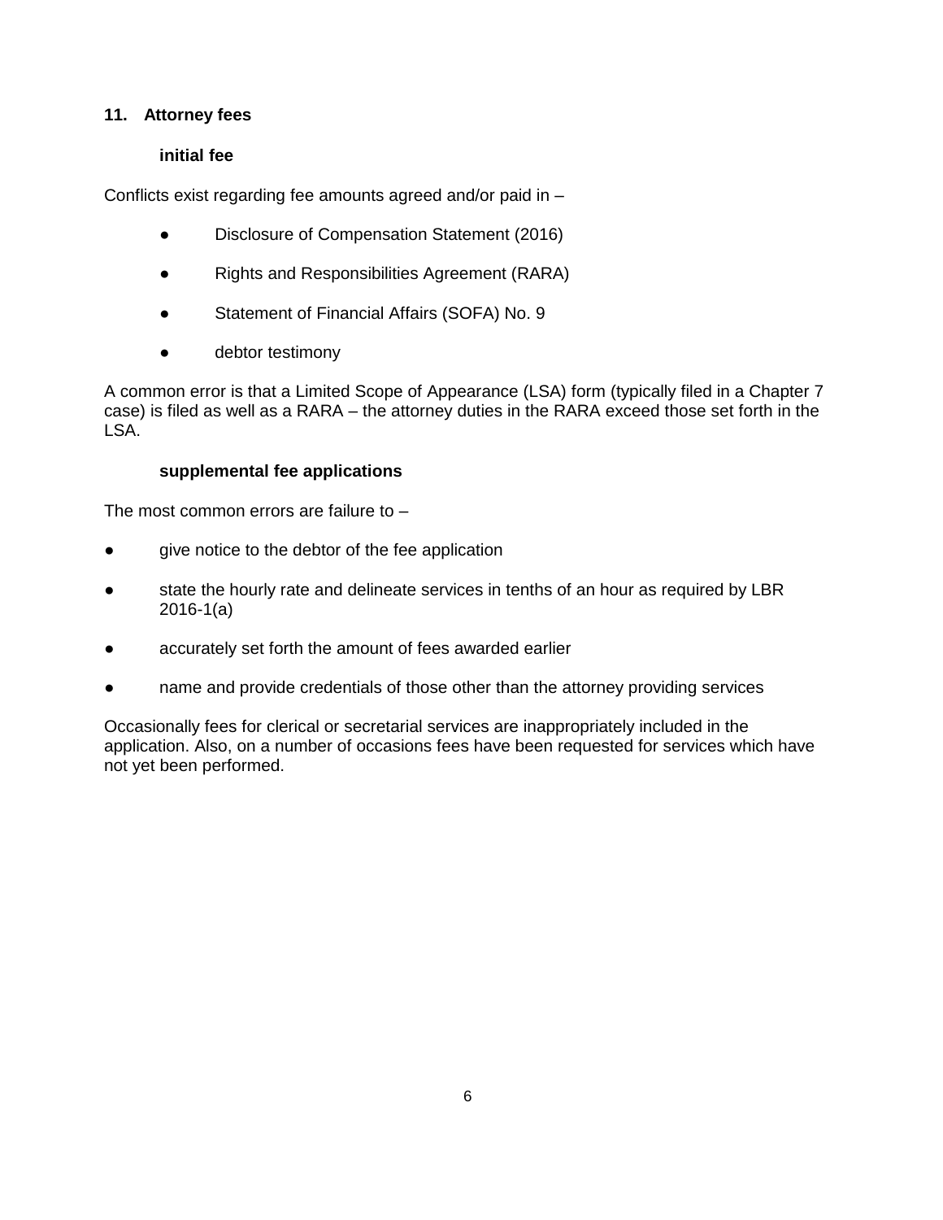## 11. Attorney fees

### initial fee

Conflicts exist regarding fee amounts agreed and/or paid in –

- Disclosure of Compensation Statement (2016)
- Rights and Responsibilities Agreement (RARA)
- Statement of Financial Affairs (SOFA) No. 9
- debtor testimony

A common error is that a Limited Scope of Appearance (LSA) form (typically filed in a Chapter 7 case) is filed as well as a RARA – the attorney duties in the RARA exceed those set forth in the LSA.

### supplemental fee applications

The most common errors are failure to –

- give notice to the debtor of the fee application
- state the hourly rate and delineate services in tenths of an hour as required by LBR 2016-1(a)
- accurately set forth the amount of fees awarded earlier
- name and provide credentials of those other than the attorney providing services

Occasionally fees for clerical or secretarial services are inappropriately included in the application. Also, on a number of occasions fees have been requested for services which have not yet been performed.